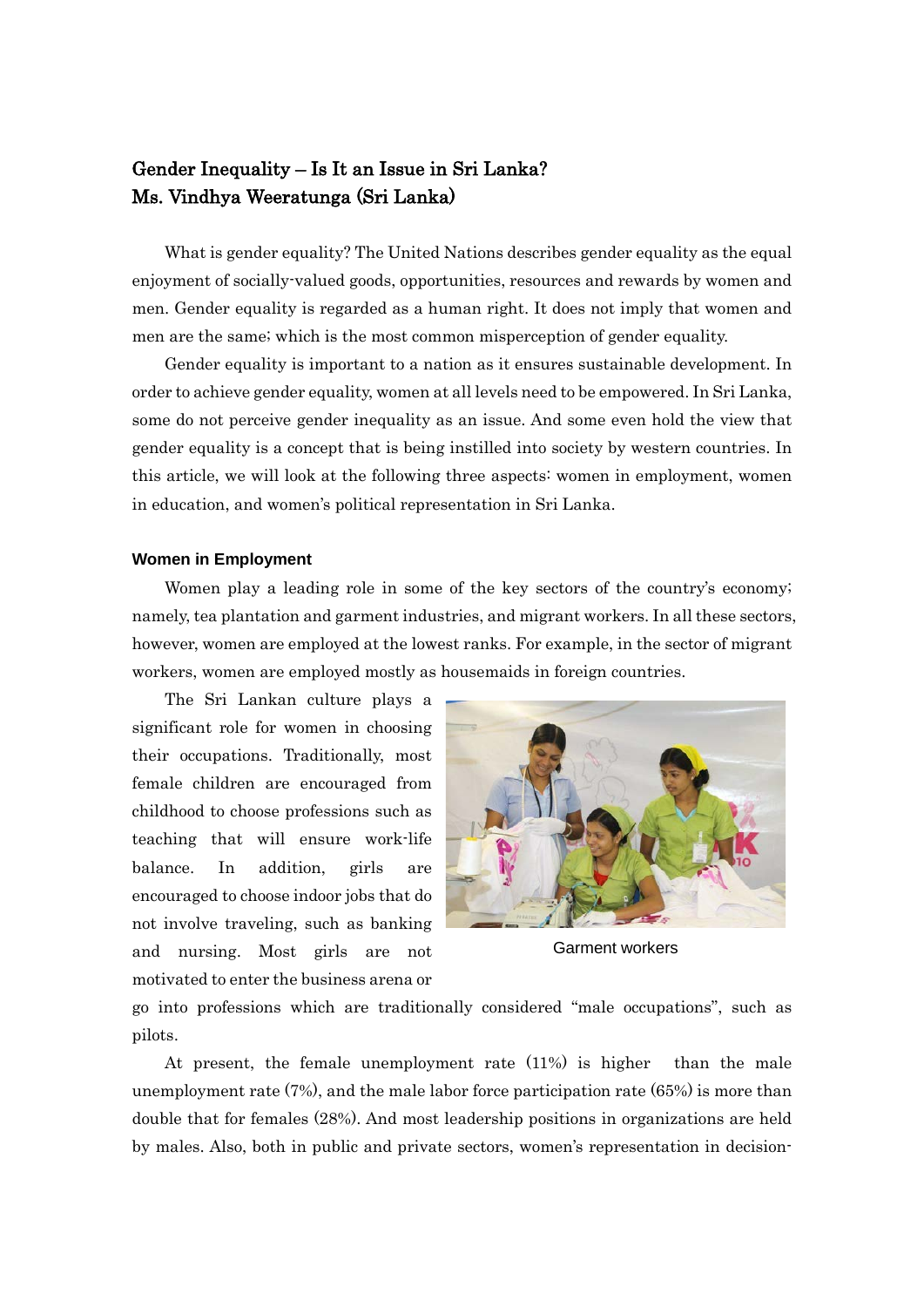# Gender Inequality – Is It an Issue in Sri Lanka?
## Ms. Vindhya Weeratunga (Sri Lanka)

What is gender equality? The United Nations describes gender equality as the equal enjoyment of socially-valued goods, opportunities, resources and rewards by women and men. Gender equality is regarded as a human right. It does not imply that women and men are the same; which is the most common misperception of gender equality.

Gender equality is important to a nation as it ensures sustainable development. In order to achieve gender equality, women at all levels need to be empowered. In Sri Lanka, some do not perceive gender inequality as an issue. And some even hold the view that gender equality is a concept that is being instilled into society by western countries. In this article, we will look at the following three aspects: women in employment, women in education, and women's political representation in Sri Lanka.

### Women in Employment

Women play a leading role in some of the key sectors of the country's economy; namely, tea plantation and garment industries, and migrant workers. In all these sectors, however, women are employed at the lowest ranks. For example, in the sector of migrant workers, women are employed mostly as housemaids in foreign countries.

The Sri Lankan culture plays a significant role for women in choosing their occupations. Traditionally, most female children are encouraged from childhood to choose professions such as teaching that will ensure work-life balance. In addition, girls are encouraged to choose indoor jobs that do not involve traveling, such as banking and nursing. Most girls are not motivated to enter the business arena or go into professions which are traditionally considered "male occupations", such as pilots.

Garment workers

At present, the female unemployment rate (11%) is higher than the male unemployment rate (7%), and the male labor force participation rate (65%) is more than double that for females (28%). And most leadership positions in organizations are held by males. Also, both in public and private sectors, women's representation in decision-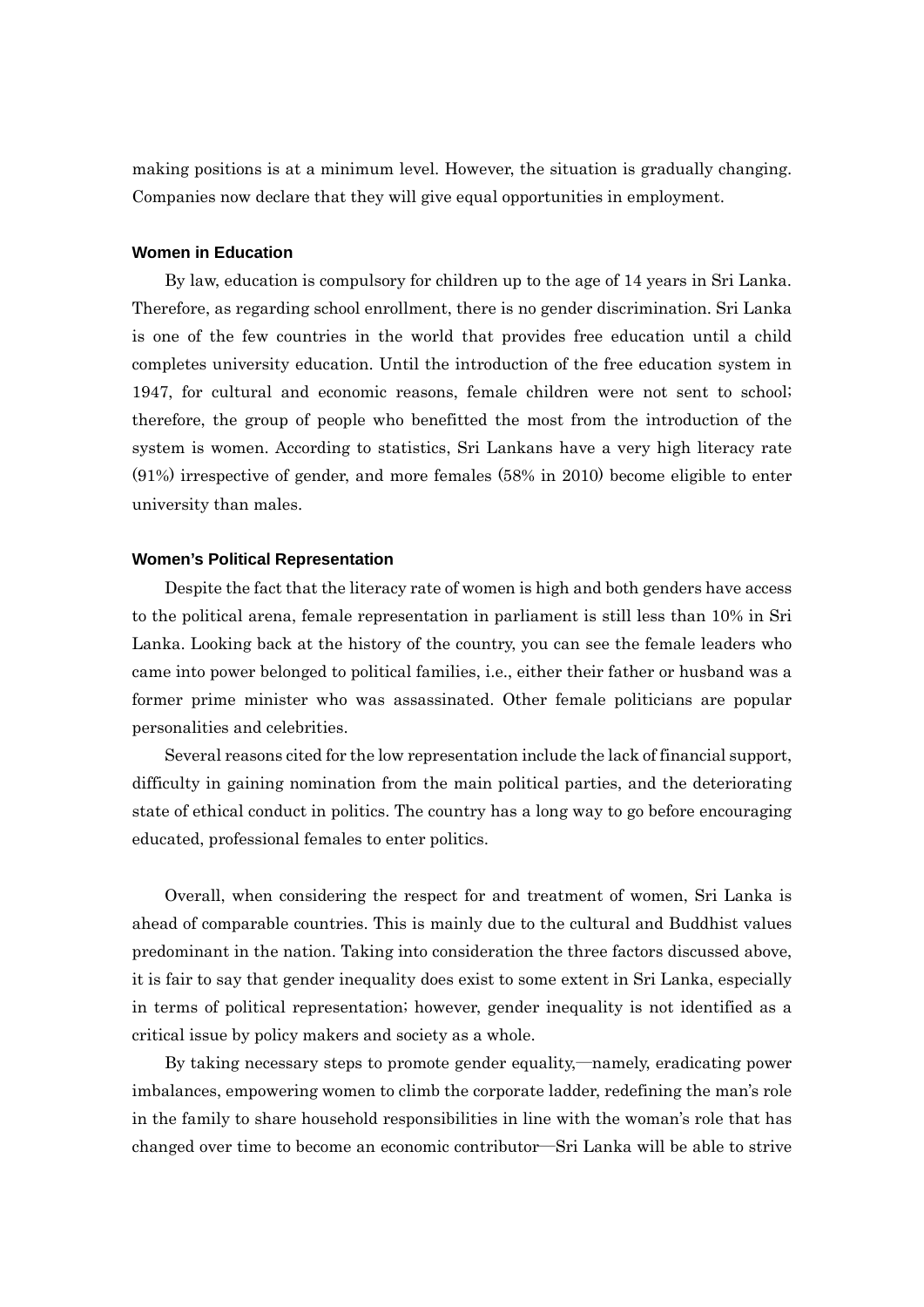making positions is at a minimum level. However, the situation is gradually changing. Companies now declare that they will give equal opportunities in employment.

### Women in Education

By law, education is compulsory for children up to the age of 14 years in Sri Lanka. Therefore, as regarding school enrollment, there is no gender discrimination. Sri Lanka is one of the few countries in the world that provides free education until a child completes university education. Until the introduction of the free education system in 1947, for cultural and economic reasons, female children were not sent to school; therefore, the group of people who benefitted the most from the introduction of the system is women. According to statistics, Sri Lankans have a very high literacy rate (91%) irrespective of gender, and more females (58% in 2010) become eligible to enter university than males.

### Women's Political Representation

Despite the fact that the literacy rate of women is high and both genders have access to the political arena, female representation in parliament is still less than 10% in Sri Lanka. Looking back at the history of the country, you can see the female leaders who came into power belonged to political families, i.e., either their father or husband was a former prime minister who was assassinated. Other female politicians are popular personalities and celebrities.

Several reasons cited for the low representation include the lack of financial support, difficulty in gaining nomination from the main political parties, and the deteriorating state of ethical conduct in politics. The country has a long way to go before encouraging educated, professional females to enter politics.

Overall, when considering the respect for and treatment of women, Sri Lanka is ahead of comparable countries. This is mainly due to the cultural and Buddhist values predominant in the nation. Taking into consideration the three factors discussed above, it is fair to say that gender inequality does exist to some extent in Sri Lanka, especially in terms of political representation; however, gender inequality is not identified as a critical issue by policy makers and society as a whole.

By taking necessary steps to promote gender equality,—namely, eradicating power imbalances, empowering women to climb the corporate ladder, redefining the man's role in the family to share household responsibilities in line with the woman's role that has changed over time to become an economic contributor—Sri Lanka will be able to strive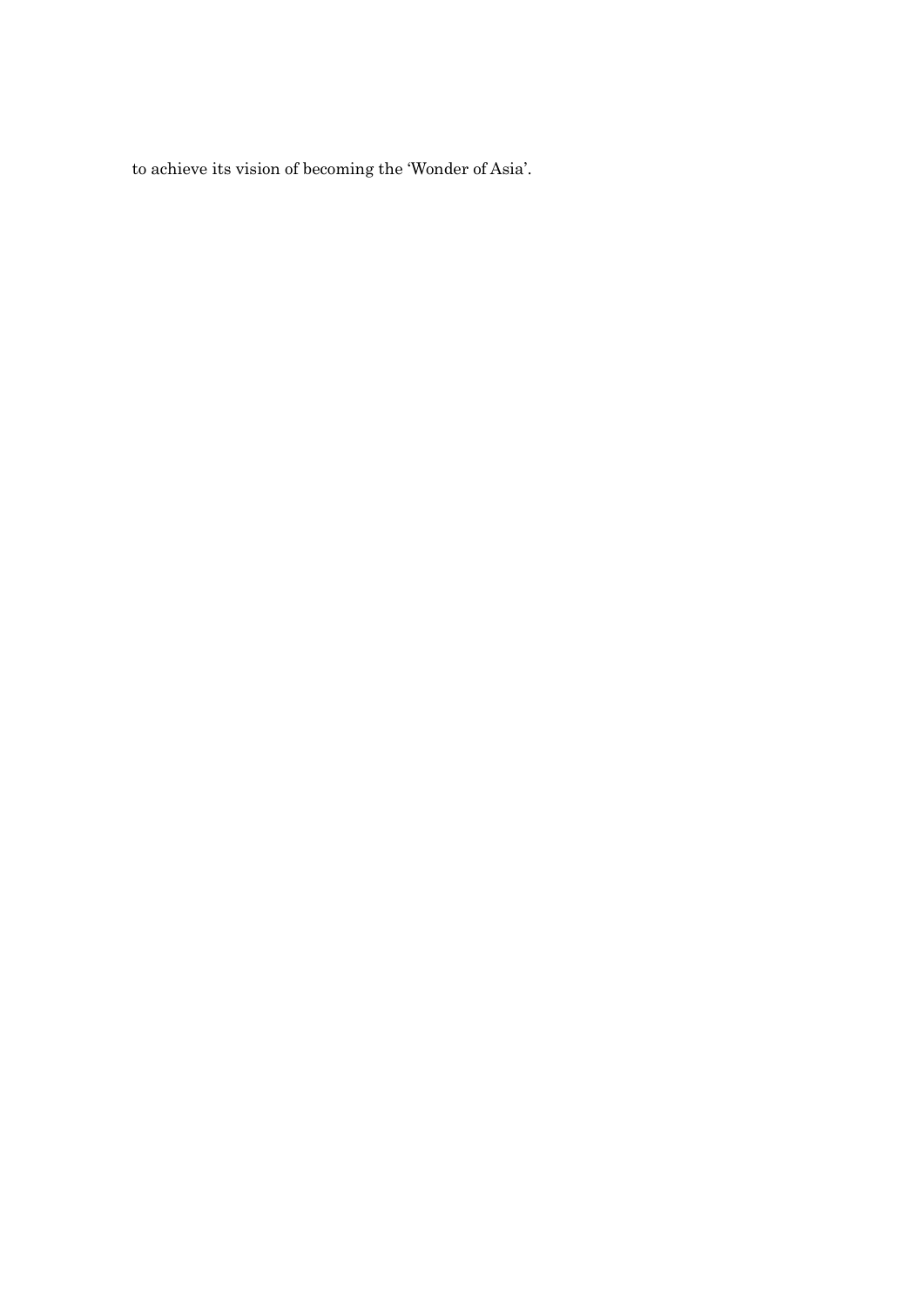to achieve its vision of becoming the 'Wonder of Asia'.